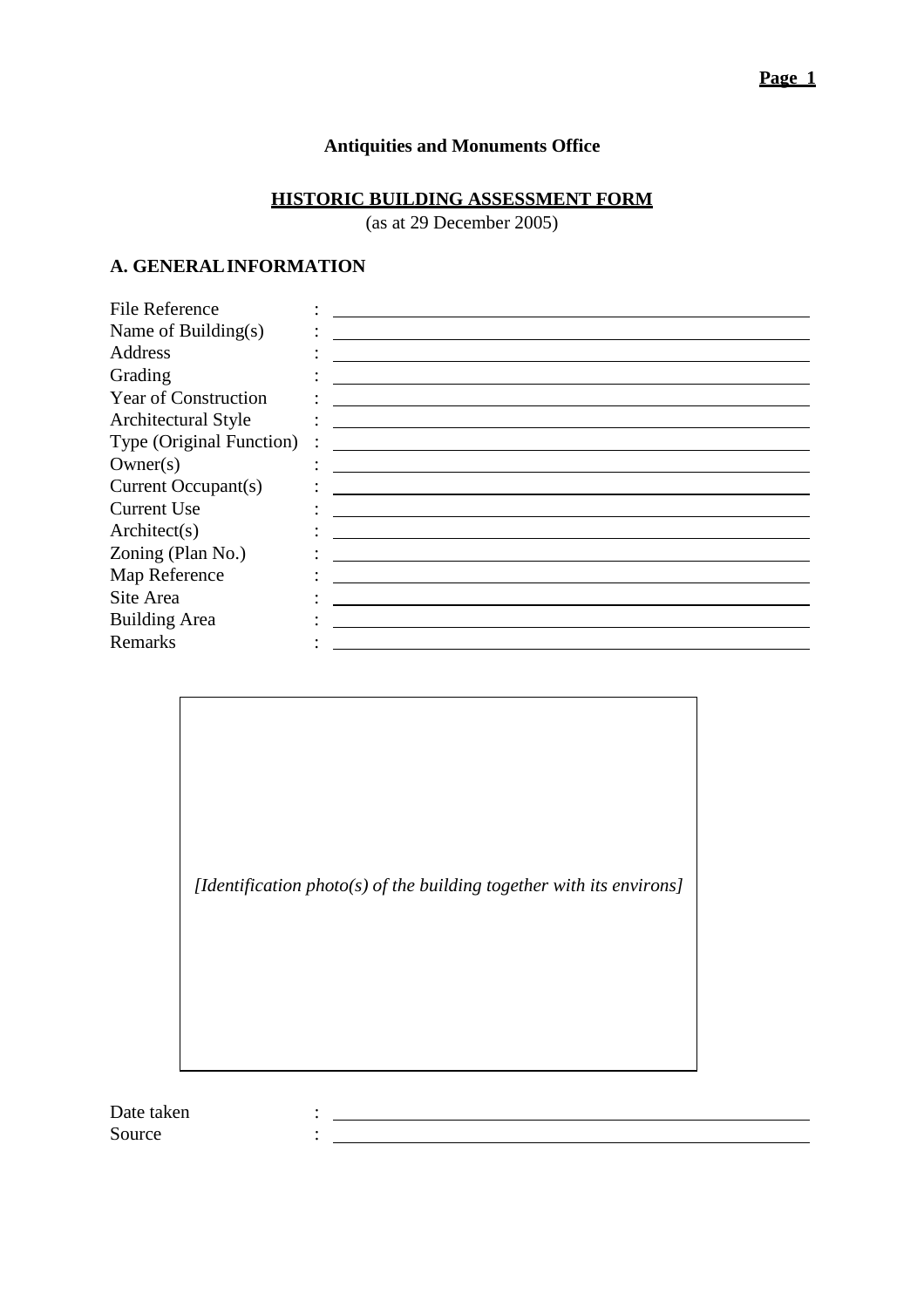**Antiquities and Monuments Office**

**HISTORIC BUILDING ASSESSMENT FORM**

(as at 29 December 2005)

## A. GENERAL INFORMATION

| | | |
|---|---|---|
| File Reference | : | ______________________ |
| Name of Building(s) | : | ______________________ |
| Address | : | ______________________ |
| Grading | : | ______________________ |
| Year of Construction | : | ______________________ |
| Architectural Style | : | ______________________ |
| Type (Original Function) | : | ______________________ |
| Owner(s) | : | ______________________ |
| Current Occupant(s) | : | ______________________ |
| Current Use | : | ______________________ |
| Architect(s) | : | ______________________ |
| Zoning (Plan No.) | : | ______________________ |
| Map Reference | : | ______________________ |
| Site Area | : | ______________________ |
| Building Area | : | ______________________ |
| Remarks | : | ______________________ |

*[Identification photo(s) of the building together with its environs]*

| | | |
|---|---|---|
| Date taken | : | ______________________ |
| Source | : | ______________________ |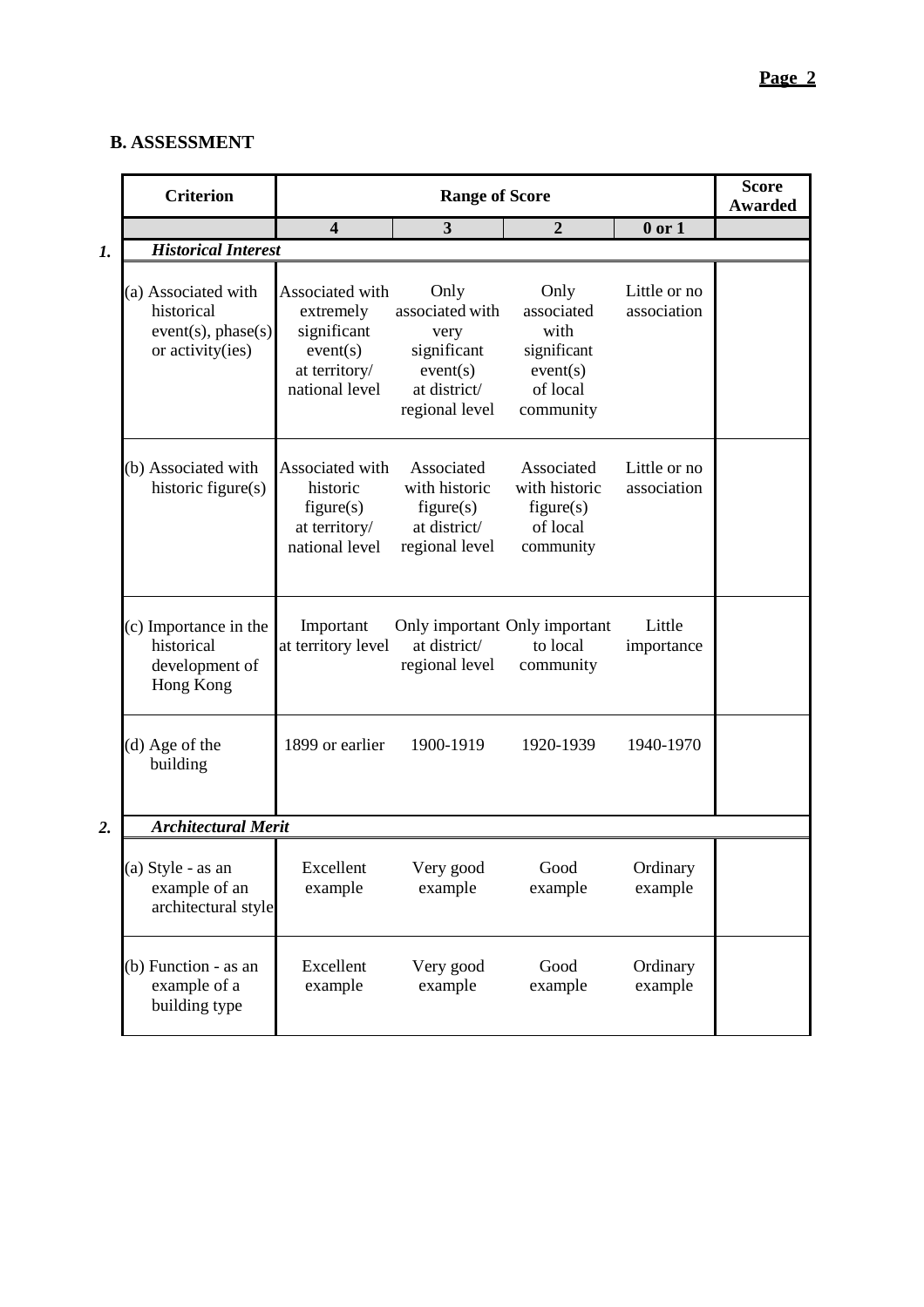## B. ASSESSMENT

| | Criterion | Range of Score | | | | Score Awarded |
|---|---|---|---|---|---|---|
| | | **4** | **3** | **2** | **0 or 1** | |
| ***1.*** | ***Historical Interest*** | | | | | |
| | (a) Associated with historical event(s), phase(s) or activity(ies) | Associated with extremely significant event(s) at territory/ national level | Only associated with very significant event(s) at district/ regional level | Only associated with significant event(s) of local community | Little or no association | |
| | (b) Associated with historic figure(s) | Associated with historic figure(s) at territory/ national level | Associated with historic figure(s) at district/ regional level | Associated with historic figure(s) of local community | Little or no association | |
| | (c) Importance in the historical development of Hong Kong | Important at territory level | Only important at district/ regional level | Only important to local community | Little importance | |
| | (d) Age of the building | 1899 or earlier | 1900-1919 | 1920-1939 | 1940-1970 | |
| ***2.*** | ***Architectural Merit*** | | | | | |
| | (a) Style - as an example of an architectural style | Excellent example | Very good example | Good example | Ordinary example | |
| | (b) Function - as an example of a building type | Excellent example | Very good example | Good example | Ordinary example | |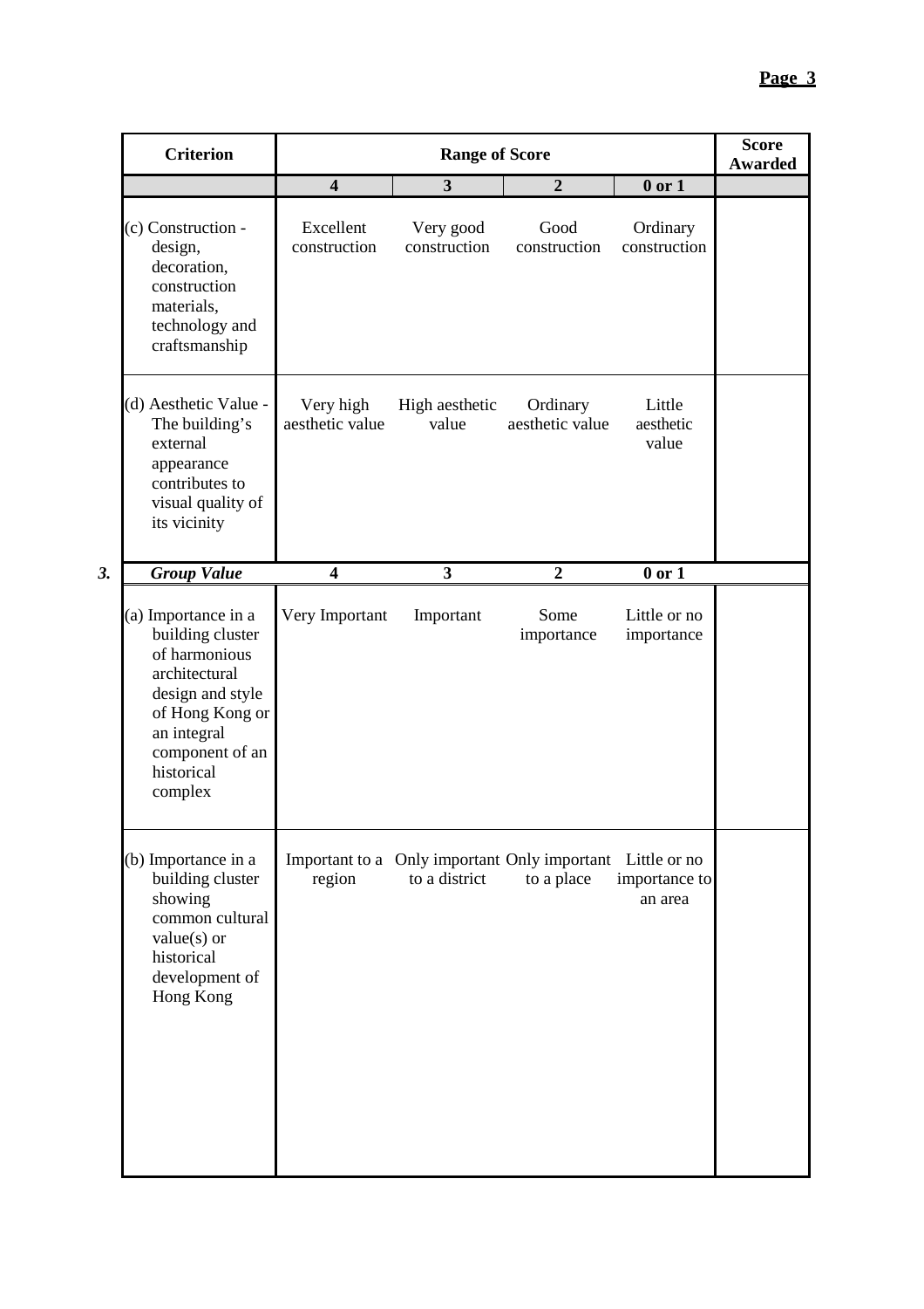| Criterion | Range of Score | | | | Score Awarded |
|---|---|---|---|---|---|
| | **4** | **3** | **2** | **0 or 1** | |
| (c) Construction - design, decoration, construction materials, technology and craftsmanship | Excellent construction | Very good construction | Good construction | Ordinary construction | |
| (d) Aesthetic Value - The building's external appearance contributes to visual quality of its vicinity | Very high aesthetic value | High aesthetic value | Ordinary aesthetic value | Little aesthetic value | |
| ***3. Group Value*** | **4** | **3** | **2** | **0 or 1** | |
| (a) Importance in a building cluster of harmonious architectural design and style of Hong Kong or an integral component of an historical complex | Very Important | Important | Some importance | Little or no importance | |
| (b) Importance in a building cluster showing common cultural value(s) or historical development of Hong Kong | Important to a region | Only important to a district | Only important to a place | Little or no importance to an area | |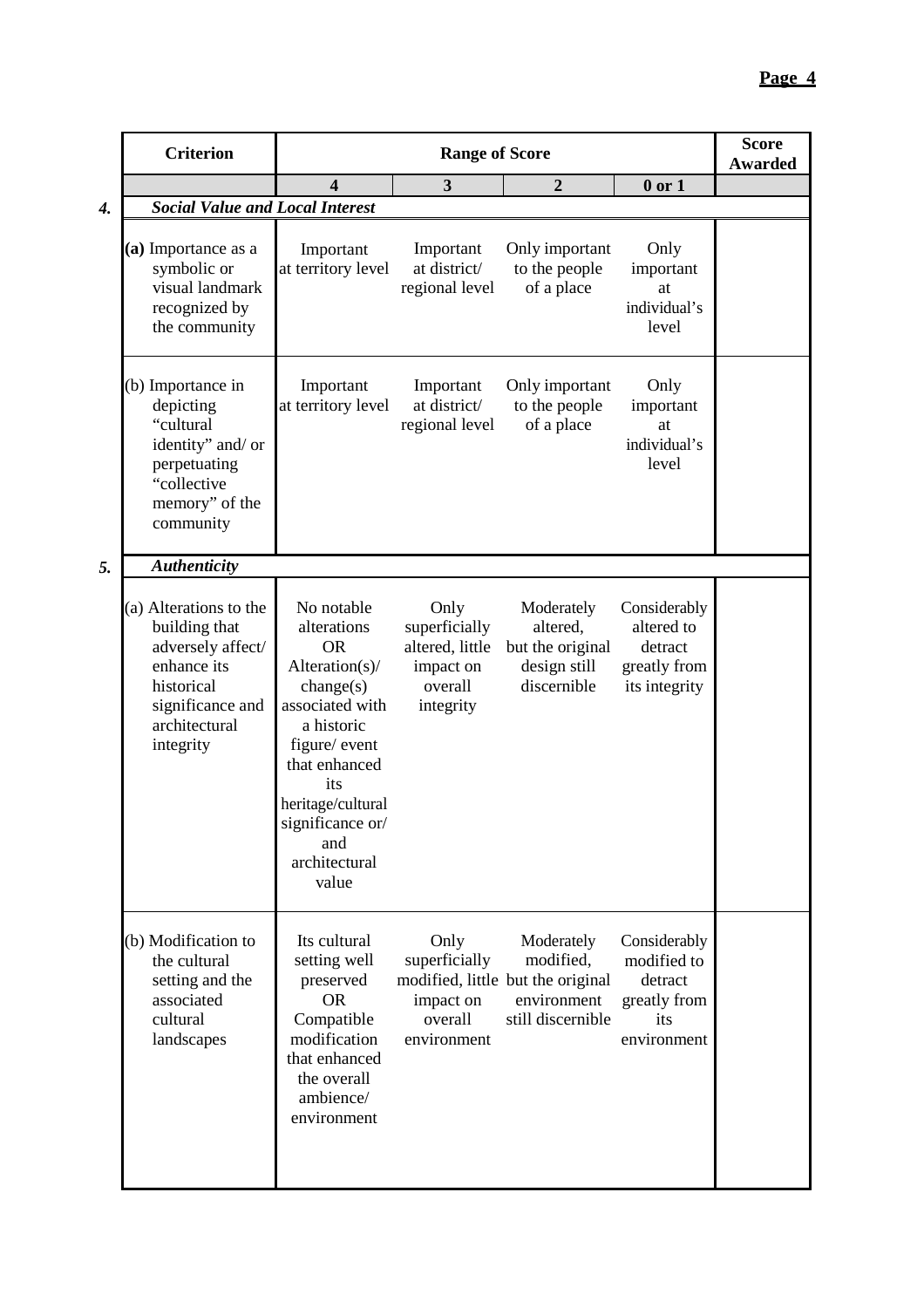| | Criterion | Range of Score | | | | Score Awarded |
|---|---|---|---|---|---|---|
| | | **4** | **3** | **2** | **0 or 1** | |
| ***4.*** | ***Social Value and Local Interest*** | | | | | |
| | **(a)** Importance as a symbolic or visual landmark recognized by the community | Important at territory level | Important at district/ regional level | Only important to the people of a place | Only important at individual's level | |
| | (b) Importance in depicting "cultural identity" and/ or perpetuating "collective memory" of the community | Important at territory level | Important at district/ regional level | Only important to the people of a place | Only important at individual's level | |
| ***5.*** | ***Authenticity*** | | | | | |
| | (a) Alterations to the building that adversely affect/ enhance its historical significance and architectural integrity | No notable alterations OR Alteration(s)/ change(s) associated with a historic figure/ event that enhanced its heritage/cultural significance or/ and architectural value | Only superficially altered, little impact on overall integrity | Moderately altered, but the original design still discernible | Considerably altered to detract greatly from its integrity | |
| | (b) Modification to the cultural setting and the associated cultural landscapes | Its cultural setting well preserved OR Compatible modification that enhanced the overall ambience/ environment | Only superficially modified, little impact on overall environment | Moderately modified, but the original environment still discernible | Considerably modified to detract greatly from its environment | |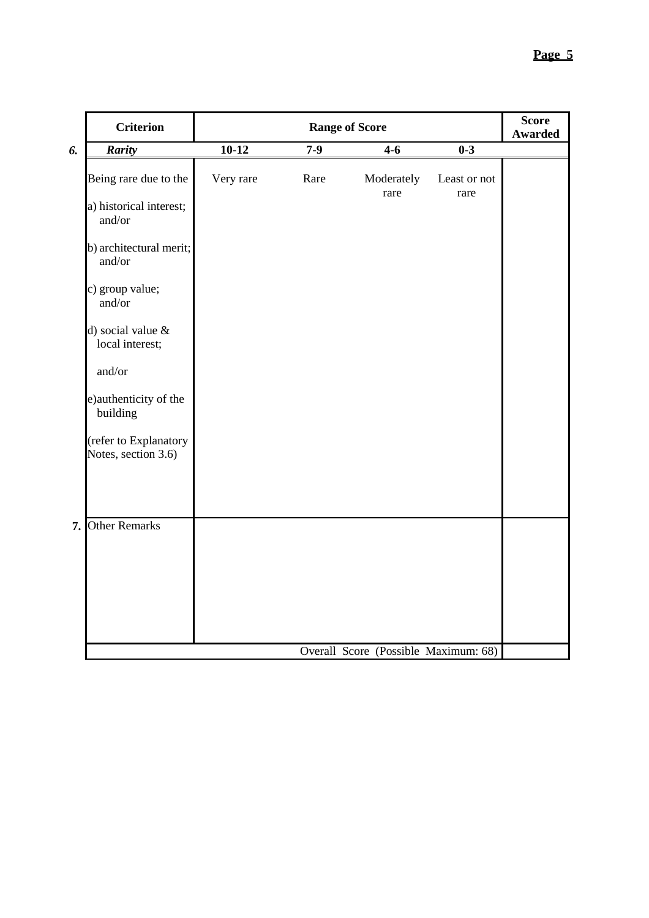| | Criterion | Range of Score | | | | Score Awarded |
|---|---|---|---|---|---|---|
| ***6.*** | ***Rarity*** | **10-12** | **7-9** | **4-6** | **0-3** | |
| | Being rare due to the<br><br>a) historical interest; and/or<br><br>b) architectural merit; and/or<br><br>c) group value; and/or<br><br>d) social value & local interest;<br><br>and/or<br><br>e)authenticity of the building<br><br>(refer to Explanatory Notes, section 3.6) | Very rare | Rare | Moderately rare | Least or not rare | |
| **7.** | Other Remarks | | | | | |
| | | | | Overall Score (Possible Maximum: 68) | | |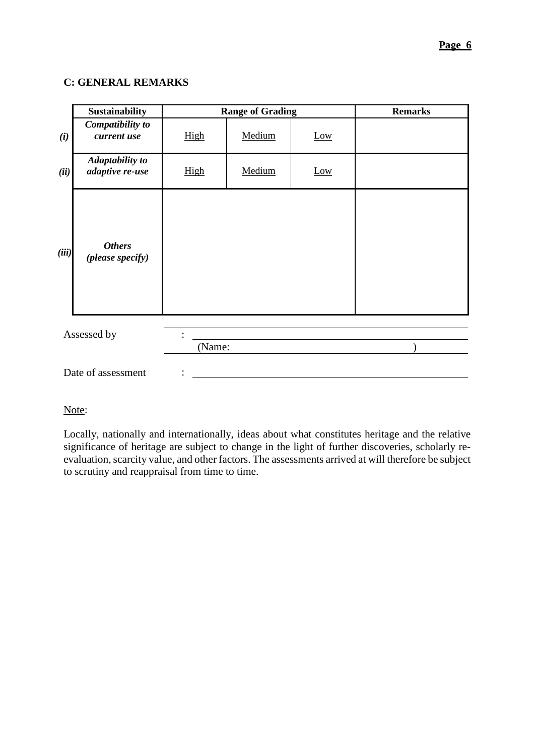## C: GENERAL REMARKS

| | Sustainability | Range of Grading | | | Remarks |
|---|---|---|---|---|---|
| *(i)* | ***Compatibility to current use*** | High | Medium | Low | |
| *(ii)* | ***Adaptability to adaptive re-use*** | High | Medium | Low | |
| *(iii)* | ***Others (please specify)*** | | | | |

Assessed by : ______________________________

(Name: )

Date of assessment : ______________________________

Note:

Locally, nationally and internationally, ideas about what constitutes heritage and the relative significance of heritage are subject to change in the light of further discoveries, scholarly re-evaluation, scarcity value, and other factors. The assessments arrived at will therefore be subject to scrutiny and reappraisal from time to time.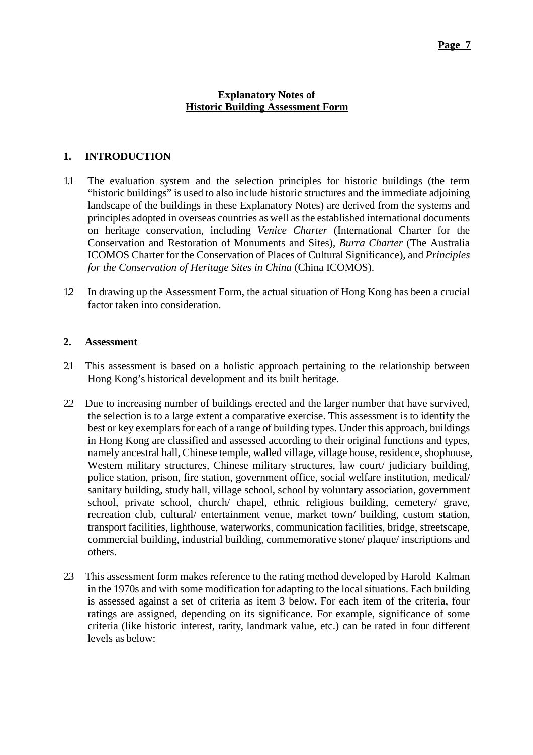**Explanatory Notes of**
**Historic Building Assessment Form**

## 1. INTRODUCTION

1.1 The evaluation system and the selection principles for historic buildings (the term "historic buildings" is used to also include historic structures and the immediate adjoining landscape of the buildings in these Explanatory Notes) are derived from the systems and principles adopted in overseas countries as well as the established international documents on heritage conservation, including *Venice Charter* (International Charter for the Conservation and Restoration of Monuments and Sites), *Burra Charter* (The Australia ICOMOS Charter for the Conservation of Places of Cultural Significance), and *Principles for the Conservation of Heritage Sites in China* (China ICOMOS).

1.2 In drawing up the Assessment Form, the actual situation of Hong Kong has been a crucial factor taken into consideration.

## 2. Assessment

2.1 This assessment is based on a holistic approach pertaining to the relationship between Hong Kong's historical development and its built heritage.

2.2 Due to increasing number of buildings erected and the larger number that have survived, the selection is to a large extent a comparative exercise. This assessment is to identify the best or key exemplars for each of a range of building types. Under this approach, buildings in Hong Kong are classified and assessed according to their original functions and types, namely ancestral hall, Chinese temple, walled village, village house, residence, shophouse, Western military structures, Chinese military structures, law court/ judiciary building, police station, prison, fire station, government office, social welfare institution, medical/ sanitary building, study hall, village school, school by voluntary association, government school, private school, church/ chapel, ethnic religious building, cemetery/ grave, recreation club, cultural/ entertainment venue, market town/ building, custom station, transport facilities, lighthouse, waterworks, communication facilities, bridge, streetscape, commercial building, industrial building, commemorative stone/ plaque/ inscriptions and others.

2.3 This assessment form makes reference to the rating method developed by Harold Kalman in the 1970s and with some modification for adapting to the local situations. Each building is assessed against a set of criteria as item 3 below. For each item of the criteria, four ratings are assigned, depending on its significance. For example, significance of some criteria (like historic interest, rarity, landmark value, etc.) can be rated in four different levels as below: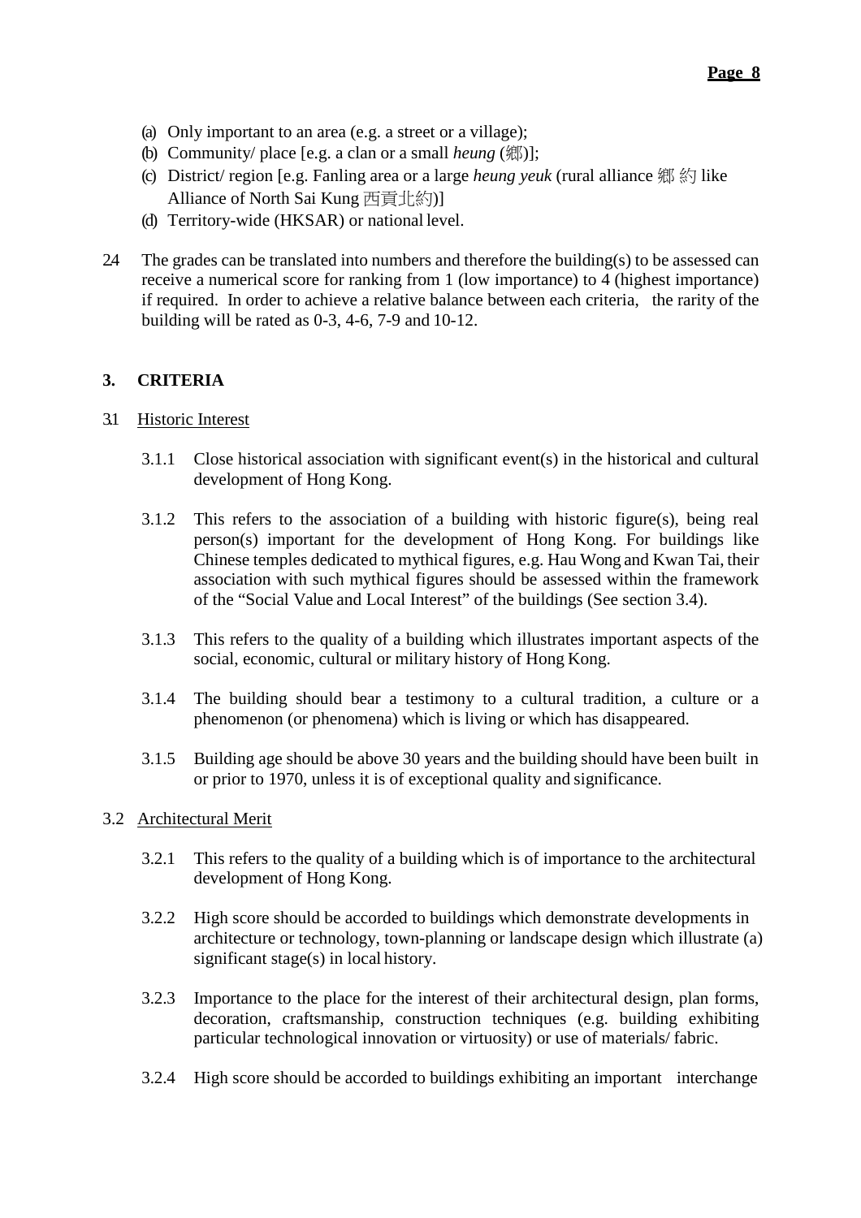(a) Only important to an area (e.g. a street or a village);
(b) Community/ place [e.g. a clan or a small *heung* (鄉)];
(c) District/ region [e.g. Fanling area or a large *heung yeuk* (rural alliance 鄉 約 like Alliance of North Sai Kung 西貢北約)]
(d) Territory-wide (HKSAR) or national level.

2.4 The grades can be translated into numbers and therefore the building(s) to be assessed can receive a numerical score for ranking from 1 (low importance) to 4 (highest importance) if required. In order to achieve a relative balance between each criteria, the rarity of the building will be rated as 0-3, 4-6, 7-9 and 10-12.

## 3. CRITERIA

### 3.1 Historic Interest

3.1.1 Close historical association with significant event(s) in the historical and cultural development of Hong Kong.

3.1.2 This refers to the association of a building with historic figure(s), being real person(s) important for the development of Hong Kong. For buildings like Chinese temples dedicated to mythical figures, e.g. Hau Wong and Kwan Tai, their association with such mythical figures should be assessed within the framework of the "Social Value and Local Interest" of the buildings (See section 3.4).

3.1.3 This refers to the quality of a building which illustrates important aspects of the social, economic, cultural or military history of Hong Kong.

3.1.4 The building should bear a testimony to a cultural tradition, a culture or a phenomenon (or phenomena) which is living or which has disappeared.

3.1.5 Building age should be above 30 years and the building should have been built in or prior to 1970, unless it is of exceptional quality and significance.

### 3.2 Architectural Merit

3.2.1 This refers to the quality of a building which is of importance to the architectural development of Hong Kong.

3.2.2 High score should be accorded to buildings which demonstrate developments in architecture or technology, town-planning or landscape design which illustrate (a) significant stage(s) in local history.

3.2.3 Importance to the place for the interest of their architectural design, plan forms, decoration, craftsmanship, construction techniques (e.g. building exhibiting particular technological innovation or virtuosity) or use of materials/ fabric.

3.2.4 High score should be accorded to buildings exhibiting an important interchange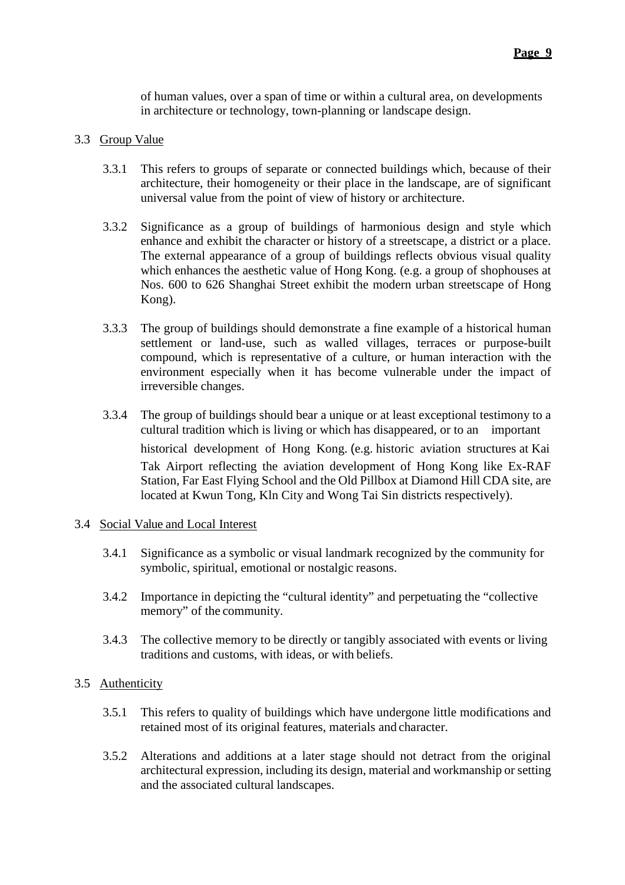of human values, over a span of time or within a cultural area, on developments in architecture or technology, town-planning or landscape design.

3.3 Group Value

3.3.1 This refers to groups of separate or connected buildings which, because of their architecture, their homogeneity or their place in the landscape, are of significant universal value from the point of view of history or architecture.

3.3.2 Significance as a group of buildings of harmonious design and style which enhance and exhibit the character or history of a streetscape, a district or a place. The external appearance of a group of buildings reflects obvious visual quality which enhances the aesthetic value of Hong Kong. (e.g. a group of shophouses at Nos. 600 to 626 Shanghai Street exhibit the modern urban streetscape of Hong Kong).

3.3.3 The group of buildings should demonstrate a fine example of a historical human settlement or land-use, such as walled villages, terraces or purpose-built compound, which is representative of a culture, or human interaction with the environment especially when it has become vulnerable under the impact of irreversible changes.

3.3.4 The group of buildings should bear a unique or at least exceptional testimony to a cultural tradition which is living or which has disappeared, or to an important historical development of Hong Kong. (e.g. historic aviation structures at Kai Tak Airport reflecting the aviation development of Hong Kong like Ex-RAF Station, Far East Flying School and the Old Pillbox at Diamond Hill CDA site, are located at Kwun Tong, Kln City and Wong Tai Sin districts respectively).

3.4 Social Value and Local Interest

3.4.1 Significance as a symbolic or visual landmark recognized by the community for symbolic, spiritual, emotional or nostalgic reasons.

3.4.2 Importance in depicting the "cultural identity" and perpetuating the "collective memory" of the community.

3.4.3 The collective memory to be directly or tangibly associated with events or living traditions and customs, with ideas, or with beliefs.

3.5 Authenticity

3.5.1 This refers to quality of buildings which have undergone little modifications and retained most of its original features, materials and character.

3.5.2 Alterations and additions at a later stage should not detract from the original architectural expression, including its design, material and workmanship or setting and the associated cultural landscapes.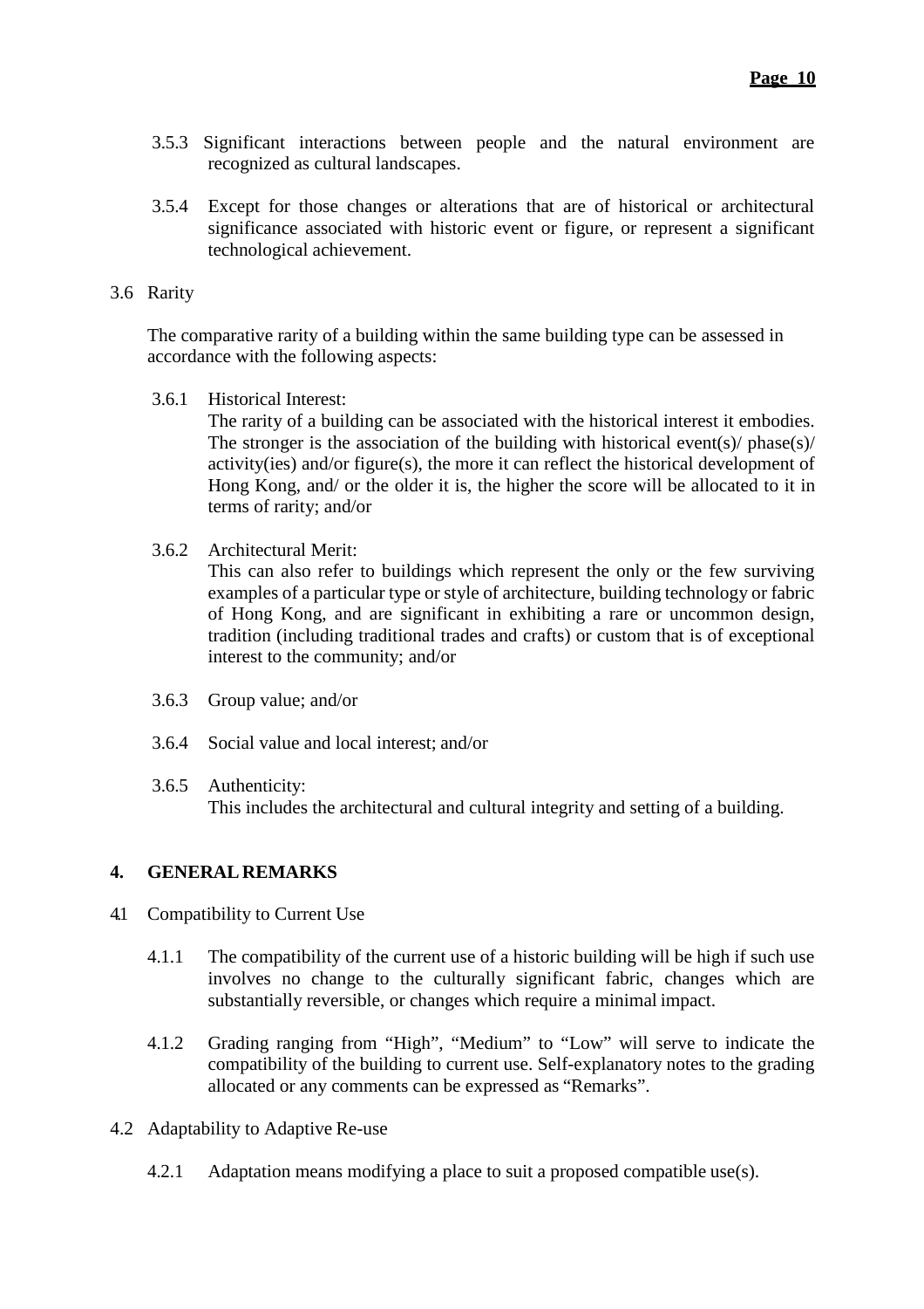3.5.3 Significant interactions between people and the natural environment are recognized as cultural landscapes.

3.5.4 Except for those changes or alterations that are of historical or architectural significance associated with historic event or figure, or represent a significant technological achievement.

3.6 Rarity

The comparative rarity of a building within the same building type can be assessed in accordance with the following aspects:

3.6.1 Historical Interest:
The rarity of a building can be associated with the historical interest it embodies. The stronger is the association of the building with historical event(s)/ phase(s)/ activity(ies) and/or figure(s), the more it can reflect the historical development of Hong Kong, and/ or the older it is, the higher the score will be allocated to it in terms of rarity; and/or

3.6.2 Architectural Merit:
This can also refer to buildings which represent the only or the few surviving examples of a particular type or style of architecture, building technology or fabric of Hong Kong, and are significant in exhibiting a rare or uncommon design, tradition (including traditional trades and crafts) or custom that is of exceptional interest to the community; and/or

3.6.3 Group value; and/or

3.6.4 Social value and local interest; and/or

3.6.5 Authenticity:
This includes the architectural and cultural integrity and setting of a building.

## 4. GENERAL REMARKS

4.1 Compatibility to Current Use

4.1.1 The compatibility of the current use of a historic building will be high if such use involves no change to the culturally significant fabric, changes which are substantially reversible, or changes which require a minimal impact.

4.1.2 Grading ranging from "High", "Medium" to "Low" will serve to indicate the compatibility of the building to current use. Self-explanatory notes to the grading allocated or any comments can be expressed as "Remarks".

4.2 Adaptability to Adaptive Re-use

4.2.1 Adaptation means modifying a place to suit a proposed compatible use(s).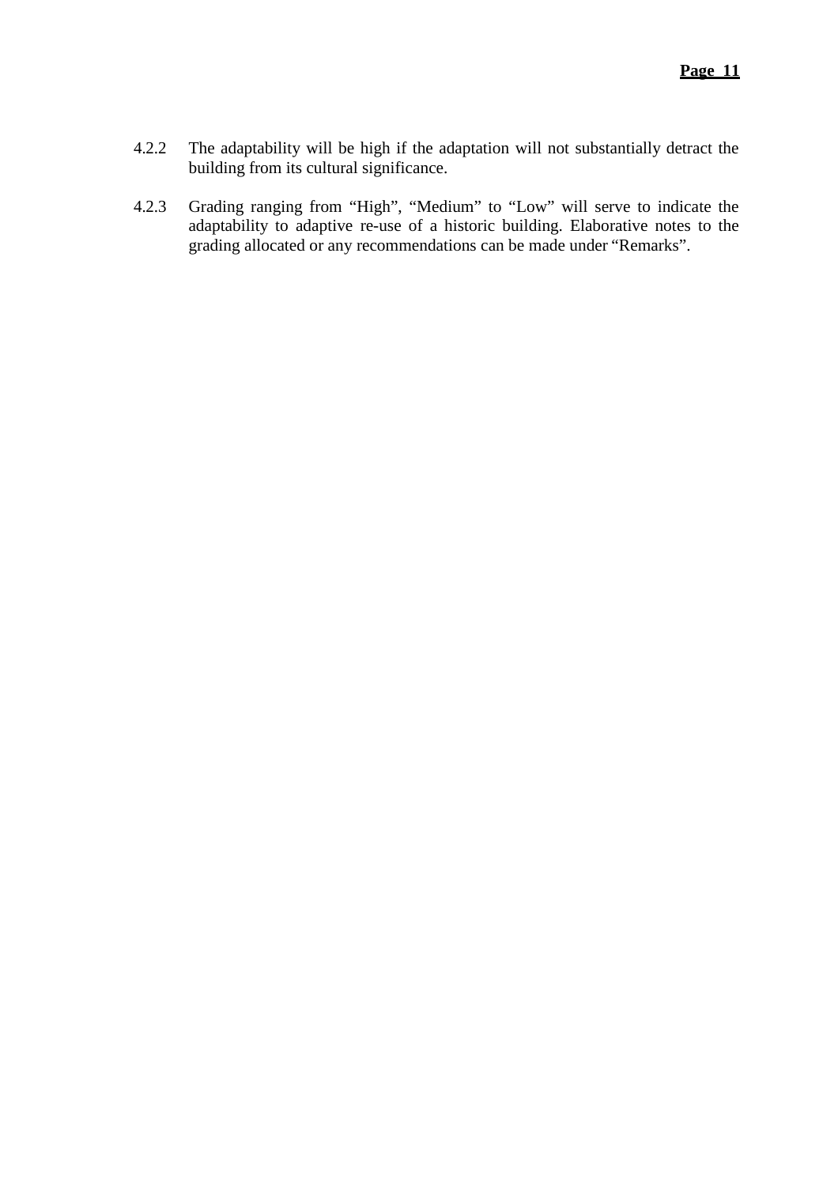4.2.2 The adaptability will be high if the adaptation will not substantially detract the building from its cultural significance.

4.2.3 Grading ranging from "High", "Medium" to "Low" will serve to indicate the adaptability to adaptive re-use of a historic building. Elaborative notes to the grading allocated or any recommendations can be made under "Remarks".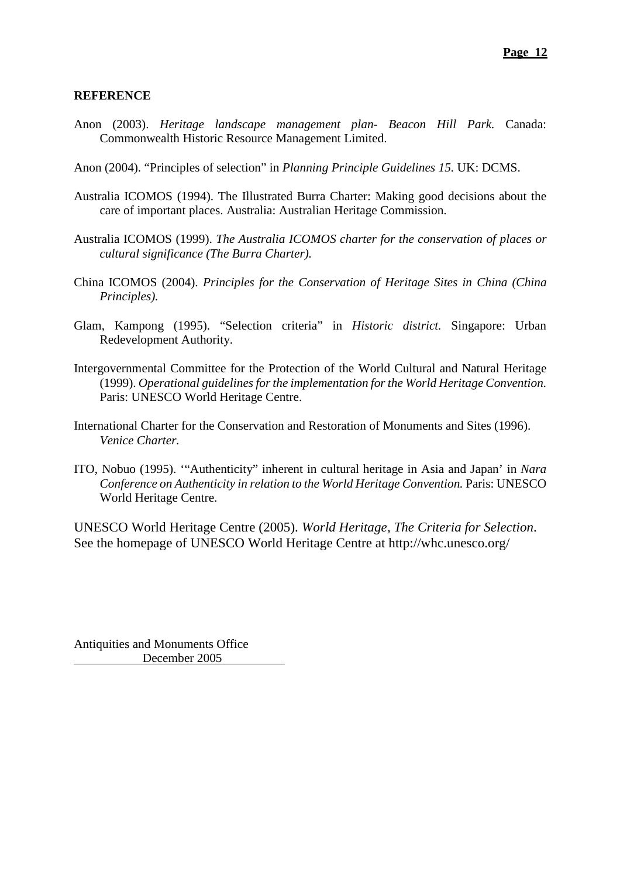## REFERENCE

Anon (2003). *Heritage landscape management plan- Beacon Hill Park.* Canada: Commonwealth Historic Resource Management Limited.

Anon (2004). "Principles of selection" in *Planning Principle Guidelines 15.* UK: DCMS.

Australia ICOMOS (1994). The Illustrated Burra Charter: Making good decisions about the care of important places. Australia: Australian Heritage Commission.

Australia ICOMOS (1999). *The Australia ICOMOS charter for the conservation of places or cultural significance (The Burra Charter).*

China ICOMOS (2004). *Principles for the Conservation of Heritage Sites in China (China Principles).*

Glam, Kampong (1995). "Selection criteria" in *Historic district.* Singapore: Urban Redevelopment Authority.

Intergovernmental Committee for the Protection of the World Cultural and Natural Heritage (1999). *Operational guidelines for the implementation for the World Heritage Convention.* Paris: UNESCO World Heritage Centre.

International Charter for the Conservation and Restoration of Monuments and Sites (1996). *Venice Charter.*

ITO, Nobuo (1995). '"Authenticity" inherent in cultural heritage in Asia and Japan' in *Nara Conference on Authenticity in relation to the World Heritage Convention.* Paris: UNESCO World Heritage Centre.

UNESCO World Heritage Centre (2005). *World Heritage, The Criteria for Selection*. See the homepage of UNESCO World Heritage Centre at http://whc.unesco.org/

Antiquities and Monuments Office
December 2005